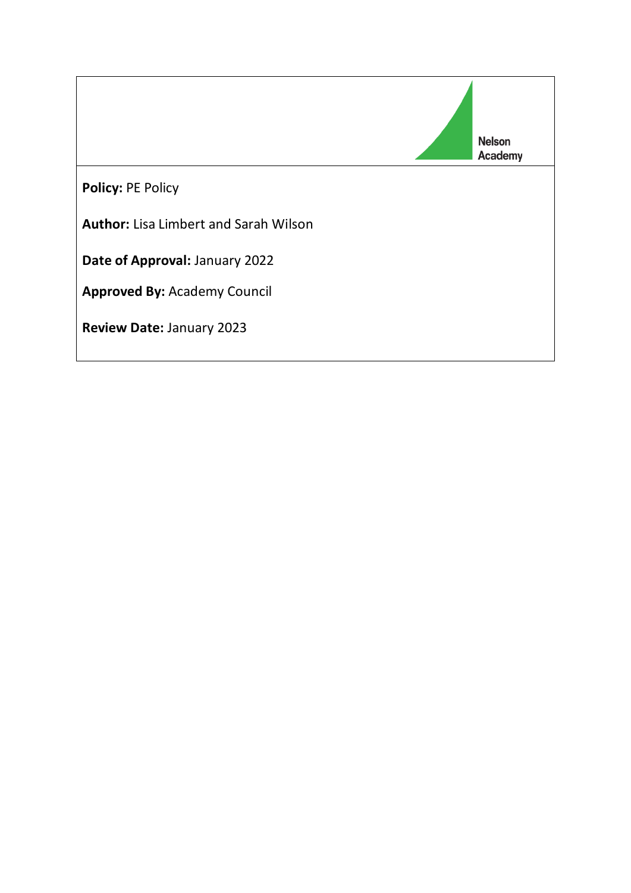Nelson Academy

**Policy:** PE Policy

**Author:** Lisa Limbert and Sarah Wilson

**Date of Approval:** January 2022

**Approved By:** Academy Council

**Review Date:** January 2023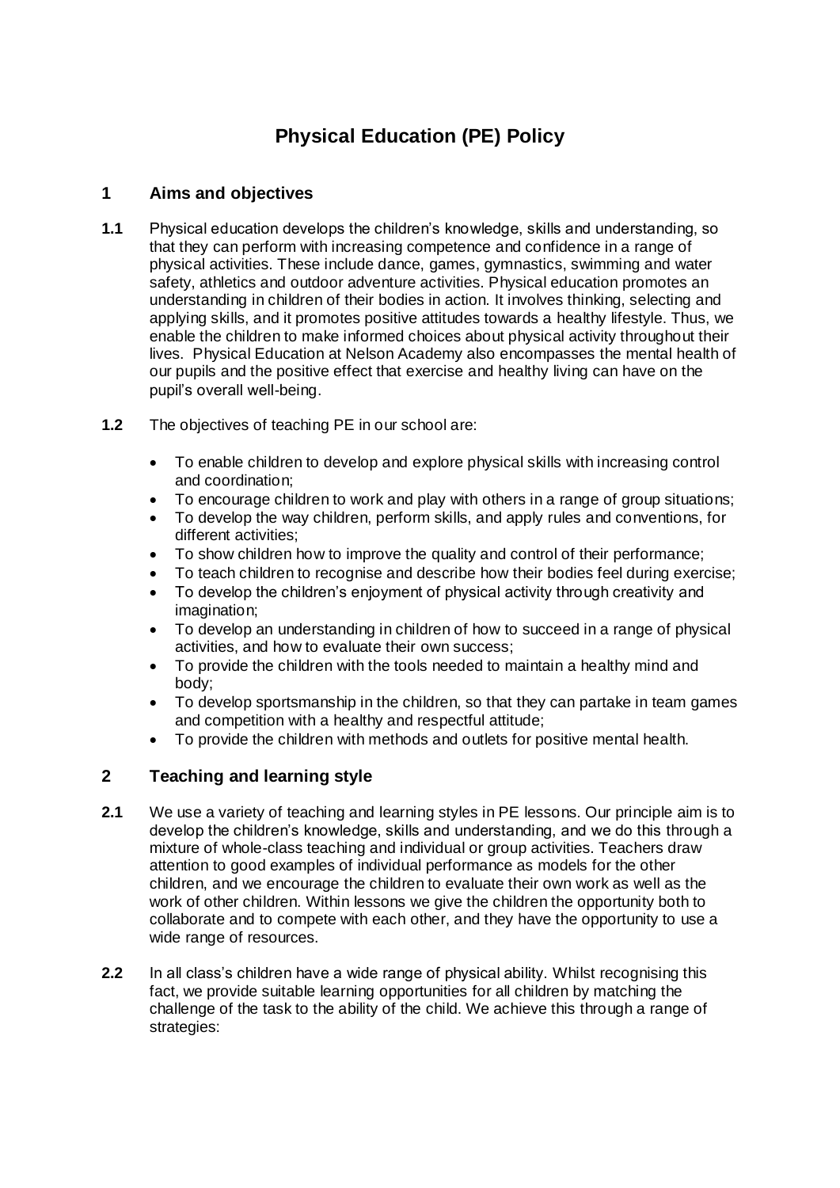# Physical Education (PE) Policy

## 1 Aims and objectives

**1.1** Physical education develops the children's knowledge, skills and understanding, so that they can perform with increasing competence and confidence in a range of physical activities. These include dance, games, gymnastics, swimming and water safety, athletics and outdoor adventure activities. Physical education promotes an understanding in children of their bodies in action. It involves thinking, selecting and applying skills, and it promotes positive attitudes towards a healthy lifestyle. Thus, we enable the children to make informed choices about physical activity throughout their lives. Physical Education at Nelson Academy also encompasses the mental health of our pupils and the positive effect that exercise and healthy living can have on the pupil's overall well-being.

**1.2** The objectives of teaching PE in our school are:

- To enable children to develop and explore physical skills with increasing control and coordination;
- To encourage children to work and play with others in a range of group situations;
- To develop the way children, perform skills, and apply rules and conventions, for different activities;
- To show children how to improve the quality and control of their performance;
- To teach children to recognise and describe how their bodies feel during exercise;
- To develop the children's enjoyment of physical activity through creativity and imagination;
- To develop an understanding in children of how to succeed in a range of physical activities, and how to evaluate their own success;
- To provide the children with the tools needed to maintain a healthy mind and body;
- To develop sportsmanship in the children, so that they can partake in team games and competition with a healthy and respectful attitude;
- To provide the children with methods and outlets for positive mental health.

## 2 Teaching and learning style

**2.1** We use a variety of teaching and learning styles in PE lessons. Our principle aim is to develop the children's knowledge, skills and understanding, and we do this through a mixture of whole-class teaching and individual or group activities. Teachers draw attention to good examples of individual performance as models for the other children, and we encourage the children to evaluate their own work as well as the work of other children. Within lessons we give the children the opportunity both to collaborate and to compete with each other, and they have the opportunity to use a wide range of resources.

**2.2** In all class's children have a wide range of physical ability. Whilst recognising this fact, we provide suitable learning opportunities for all children by matching the challenge of the task to the ability of the child. We achieve this through a range of strategies: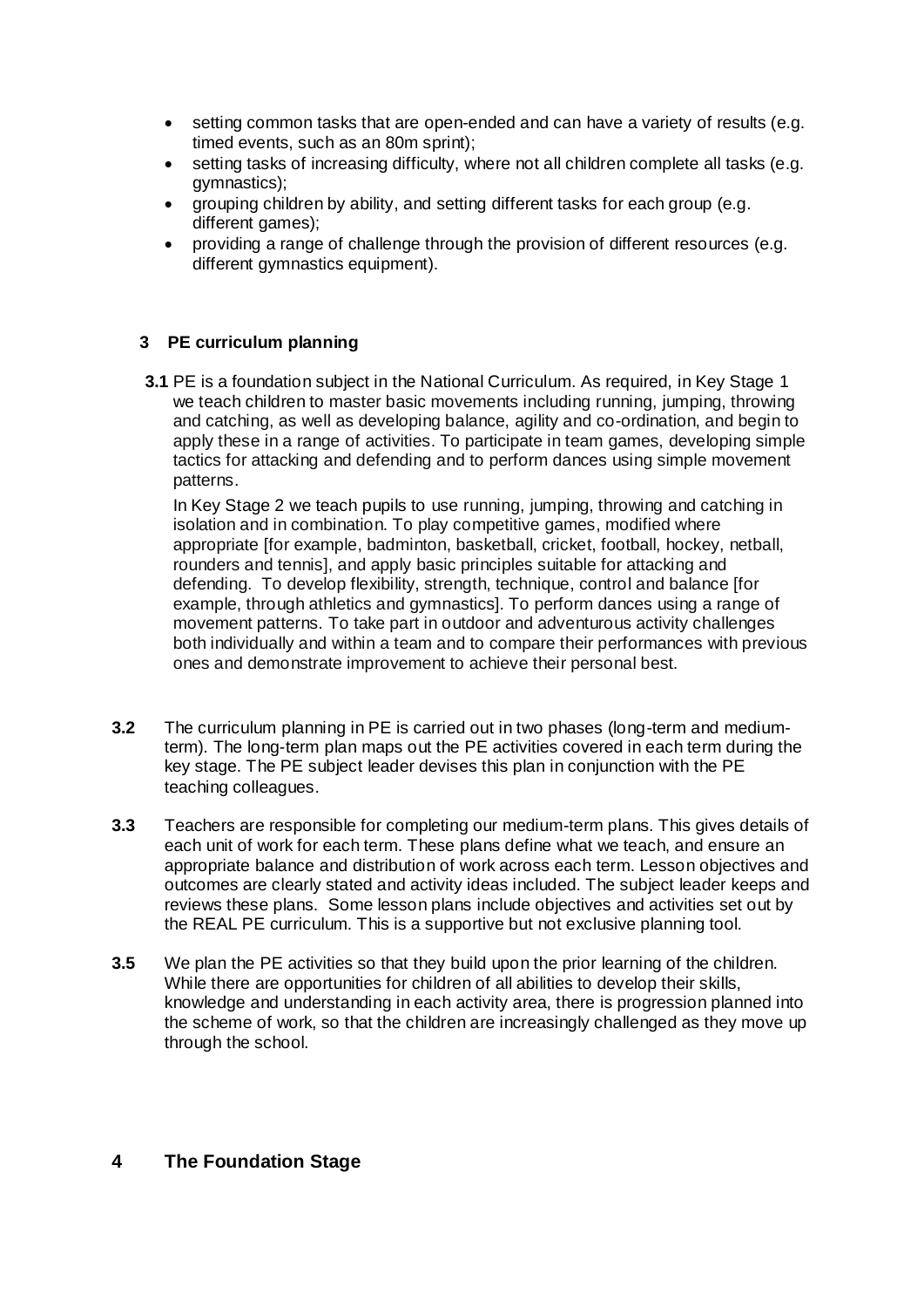- setting common tasks that are open-ended and can have a variety of results (e.g. timed events, such as an 80m sprint);
- setting tasks of increasing difficulty, where not all children complete all tasks (e.g. gymnastics);
- grouping children by ability, and setting different tasks for each group (e.g. different games);
- providing a range of challenge through the provision of different resources (e.g. different gymnastics equipment).

## 3 PE curriculum planning

**3.1** PE is a foundation subject in the National Curriculum. As required, in Key Stage 1 we teach children to master basic movements including running, jumping, throwing and catching, as well as developing balance, agility and co-ordination, and begin to apply these in a range of activities. To participate in team games, developing simple tactics for attacking and defending and to perform dances using simple movement patterns.

In Key Stage 2 we teach pupils to use running, jumping, throwing and catching in isolation and in combination. To play competitive games, modified where appropriate [for example, badminton, basketball, cricket, football, hockey, netball, rounders and tennis], and apply basic principles suitable for attacking and defending. To develop flexibility, strength, technique, control and balance [for example, through athletics and gymnastics]. To perform dances using a range of movement patterns. To take part in outdoor and adventurous activity challenges both individually and within a team and to compare their performances with previous ones and demonstrate improvement to achieve their personal best.

**3.2** The curriculum planning in PE is carried out in two phases (long-term and medium-term). The long-term plan maps out the PE activities covered in each term during the key stage. The PE subject leader devises this plan in conjunction with the PE teaching colleagues.

**3.3** Teachers are responsible for completing our medium-term plans. This gives details of each unit of work for each term. These plans define what we teach, and ensure an appropriate balance and distribution of work across each term. Lesson objectives and outcomes are clearly stated and activity ideas included. The subject leader keeps and reviews these plans. Some lesson plans include objectives and activities set out by the REAL PE curriculum. This is a supportive but not exclusive planning tool.

**3.5** We plan the PE activities so that they build upon the prior learning of the children. While there are opportunities for children of all abilities to develop their skills, knowledge and understanding in each activity area, there is progression planned into the scheme of work, so that the children are increasingly challenged as they move up through the school.

## 4 The Foundation Stage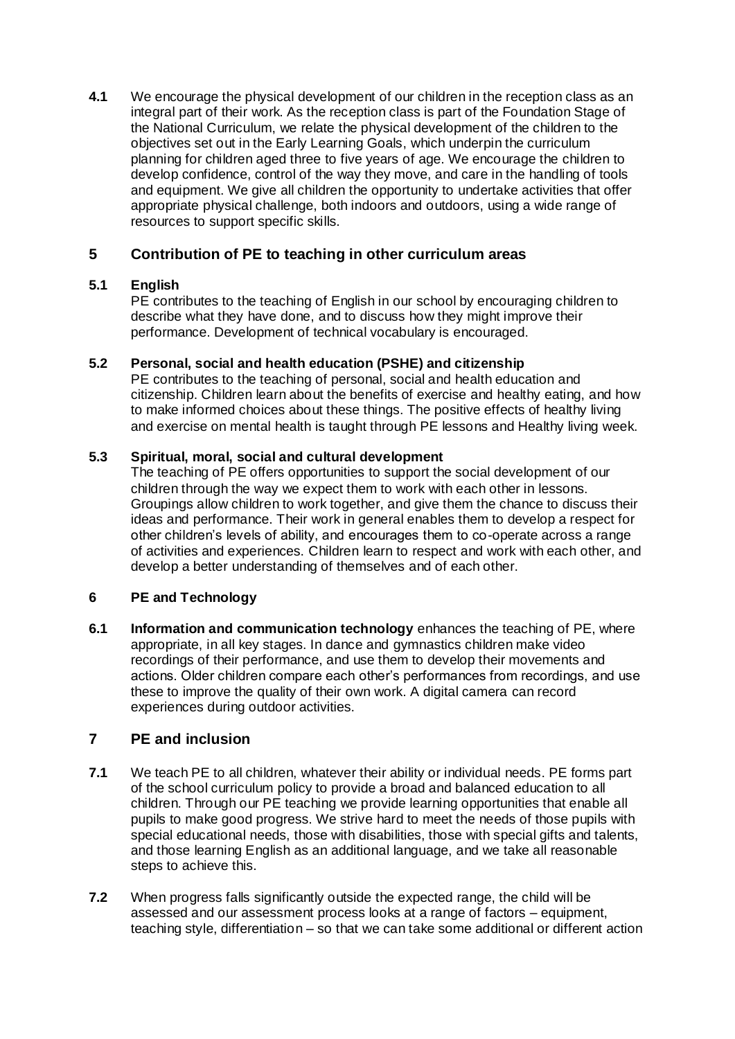**4.1** We encourage the physical development of our children in the reception class as an integral part of their work. As the reception class is part of the Foundation Stage of the National Curriculum, we relate the physical development of the children to the objectives set out in the Early Learning Goals, which underpin the curriculum planning for children aged three to five years of age. We encourage the children to develop confidence, control of the way they move, and care in the handling of tools and equipment. We give all children the opportunity to undertake activities that offer appropriate physical challenge, both indoors and outdoors, using a wide range of resources to support specific skills.

## 5 Contribution of PE to teaching in other curriculum areas

**5.1 English**

PE contributes to the teaching of English in our school by encouraging children to describe what they have done, and to discuss how they might improve their performance. Development of technical vocabulary is encouraged.

**5.2 Personal, social and health education (PSHE) and citizenship**

PE contributes to the teaching of personal, social and health education and citizenship. Children learn about the benefits of exercise and healthy eating, and how to make informed choices about these things. The positive effects of healthy living and exercise on mental health is taught through PE lessons and Healthy living week.

**5.3 Spiritual, moral, social and cultural development**

The teaching of PE offers opportunities to support the social development of our children through the way we expect them to work with each other in lessons. Groupings allow children to work together, and give them the chance to discuss their ideas and performance. Their work in general enables them to develop a respect for other children's levels of ability, and encourages them to co-operate across a range of activities and experiences. Children learn to respect and work with each other, and develop a better understanding of themselves and of each other.

## 6 PE and Technology

**6.1** **Information and communication technology** enhances the teaching of PE, where appropriate, in all key stages. In dance and gymnastics children make video recordings of their performance, and use them to develop their movements and actions. Older children compare each other's performances from recordings, and use these to improve the quality of their own work. A digital camera can record experiences during outdoor activities.

## 7 PE and inclusion

**7.1** We teach PE to all children, whatever their ability or individual needs. PE forms part of the school curriculum policy to provide a broad and balanced education to all children. Through our PE teaching we provide learning opportunities that enable all pupils to make good progress. We strive hard to meet the needs of those pupils with special educational needs, those with disabilities, those with special gifts and talents, and those learning English as an additional language, and we take all reasonable steps to achieve this.

**7.2** When progress falls significantly outside the expected range, the child will be assessed and our assessment process looks at a range of factors – equipment, teaching style, differentiation – so that we can take some additional or different action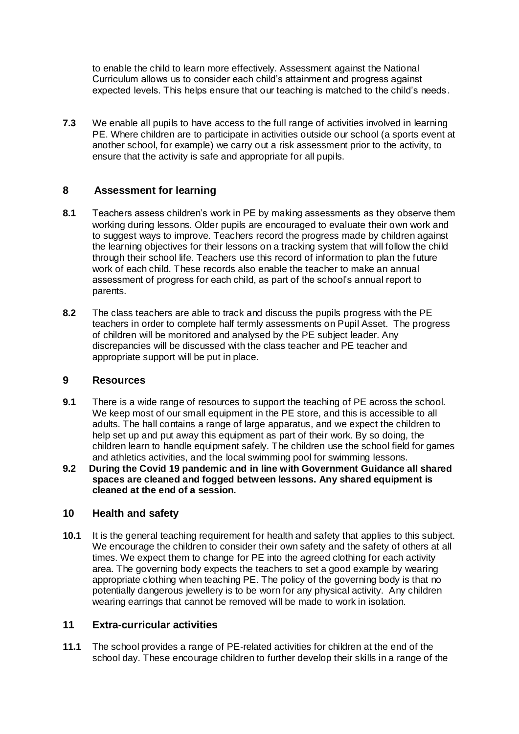to enable the child to learn more effectively. Assessment against the National Curriculum allows us to consider each child's attainment and progress against expected levels. This helps ensure that our teaching is matched to the child's needs.

**7.3** We enable all pupils to have access to the full range of activities involved in learning PE. Where children are to participate in activities outside our school (a sports event at another school, for example) we carry out a risk assessment prior to the activity, to ensure that the activity is safe and appropriate for all pupils.

## 8 Assessment for learning

**8.1** Teachers assess children's work in PE by making assessments as they observe them working during lessons. Older pupils are encouraged to evaluate their own work and to suggest ways to improve. Teachers record the progress made by children against the learning objectives for their lessons on a tracking system that will follow the child through their school life. Teachers use this record of information to plan the future work of each child. These records also enable the teacher to make an annual assessment of progress for each child, as part of the school's annual report to parents.

**8.2** The class teachers are able to track and discuss the pupils progress with the PE teachers in order to complete half termly assessments on Pupil Asset. The progress of children will be monitored and analysed by the PE subject leader. Any discrepancies will be discussed with the class teacher and PE teacher and appropriate support will be put in place.

## 9 Resources

**9.1** There is a wide range of resources to support the teaching of PE across the school. We keep most of our small equipment in the PE store, and this is accessible to all adults. The hall contains a range of large apparatus, and we expect the children to help set up and put away this equipment as part of their work. By so doing, the children learn to handle equipment safely. The children use the school field for games and athletics activities, and the local swimming pool for swimming lessons.

**9.2 During the Covid 19 pandemic and in line with Government Guidance all shared spaces are cleaned and fogged between lessons. Any shared equipment is cleaned at the end of a session.**

## 10 Health and safety

**10.1** It is the general teaching requirement for health and safety that applies to this subject. We encourage the children to consider their own safety and the safety of others at all times. We expect them to change for PE into the agreed clothing for each activity area. The governing body expects the teachers to set a good example by wearing appropriate clothing when teaching PE. The policy of the governing body is that no potentially dangerous jewellery is to be worn for any physical activity. Any children wearing earrings that cannot be removed will be made to work in isolation.

## 11 Extra-curricular activities

**11.1** The school provides a range of PE-related activities for children at the end of the school day. These encourage children to further develop their skills in a range of the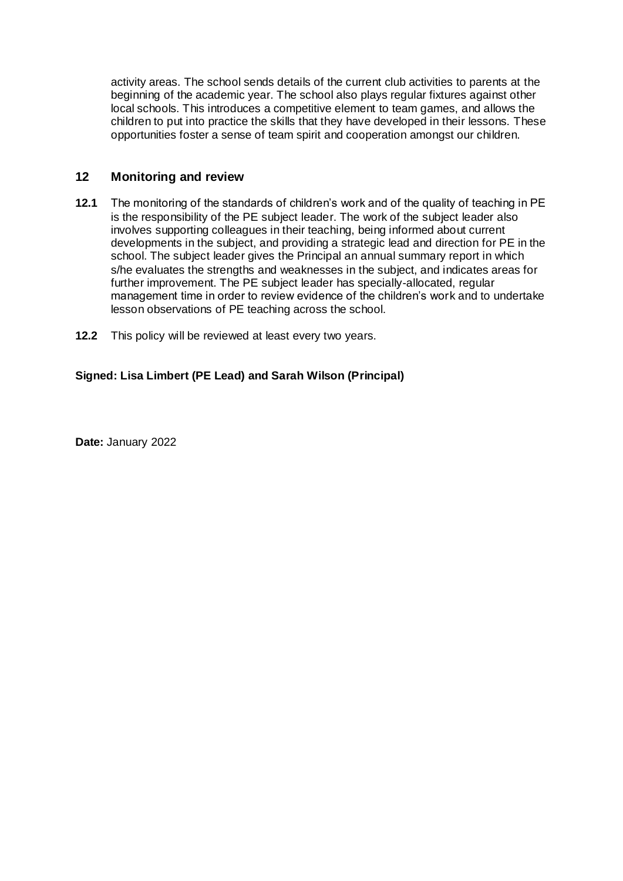activity areas. The school sends details of the current club activities to parents at the beginning of the academic year. The school also plays regular fixtures against other local schools. This introduces a competitive element to team games, and allows the children to put into practice the skills that they have developed in their lessons. These opportunities foster a sense of team spirit and cooperation amongst our children.

## 12 Monitoring and review

**12.1** The monitoring of the standards of children's work and of the quality of teaching in PE is the responsibility of the PE subject leader. The work of the subject leader also involves supporting colleagues in their teaching, being informed about current developments in the subject, and providing a strategic lead and direction for PE in the school. The subject leader gives the Principal an annual summary report in which s/he evaluates the strengths and weaknesses in the subject, and indicates areas for further improvement. The PE subject leader has specially-allocated, regular management time in order to review evidence of the children's work and to undertake lesson observations of PE teaching across the school.

**12.2** This policy will be reviewed at least every two years.

**Signed: Lisa Limbert (PE Lead) and Sarah Wilson (Principal)**

**Date:** January 2022